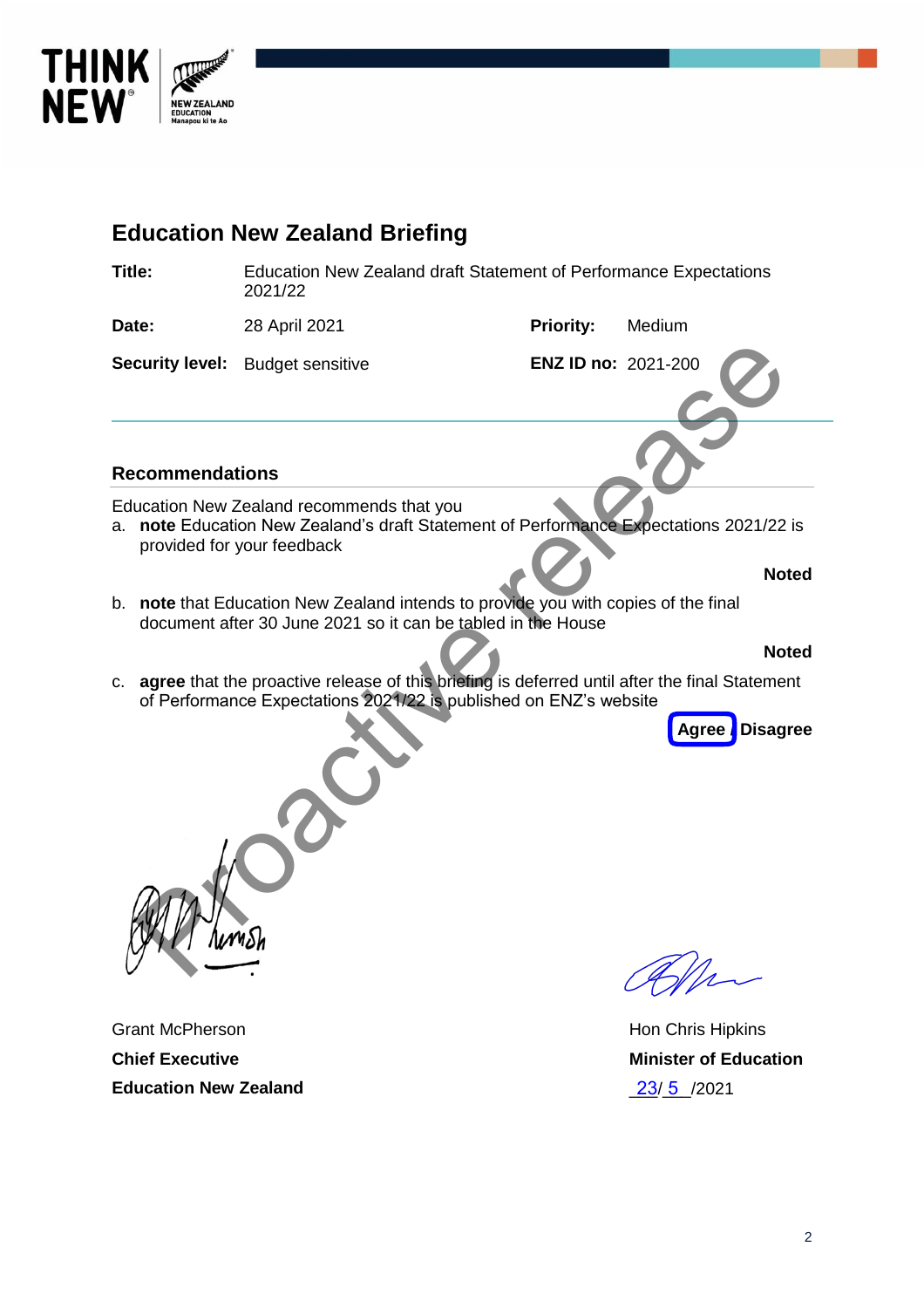# Education New Zealand Briefing

| | | | |
|---|---|---|---|
| **Title:** | Education New Zealand draft Statement of Performance Expectations 2021/22 | | |
| **Date:** | 28 April 2021 | **Priority:** | Medium |
| **Security level:** | Budget sensitive | **ENZ ID no:** | 2021-200 |

## Recommendations

Education New Zealand recommends that you

a. **note** Education New Zealand's draft Statement of Performance Expectations 2021/22 is provided for your feedback

**Noted**

b. **note** that Education New Zealand intends to provide you with copies of the final document after 30 June 2021 so it can be tabled in the House

**Noted**

c. **agree** that the proactive release of this briefing is deferred until after the final Statement of Performance Expectations 2021/22 is published on ENZ's website

**Agree** / **Disagree**

Grant McPherson
**Chief Executive**
**Education New Zealand**

Hon Chris Hipkins
**Minister of Education**
23/ 5 /2021

Proactive release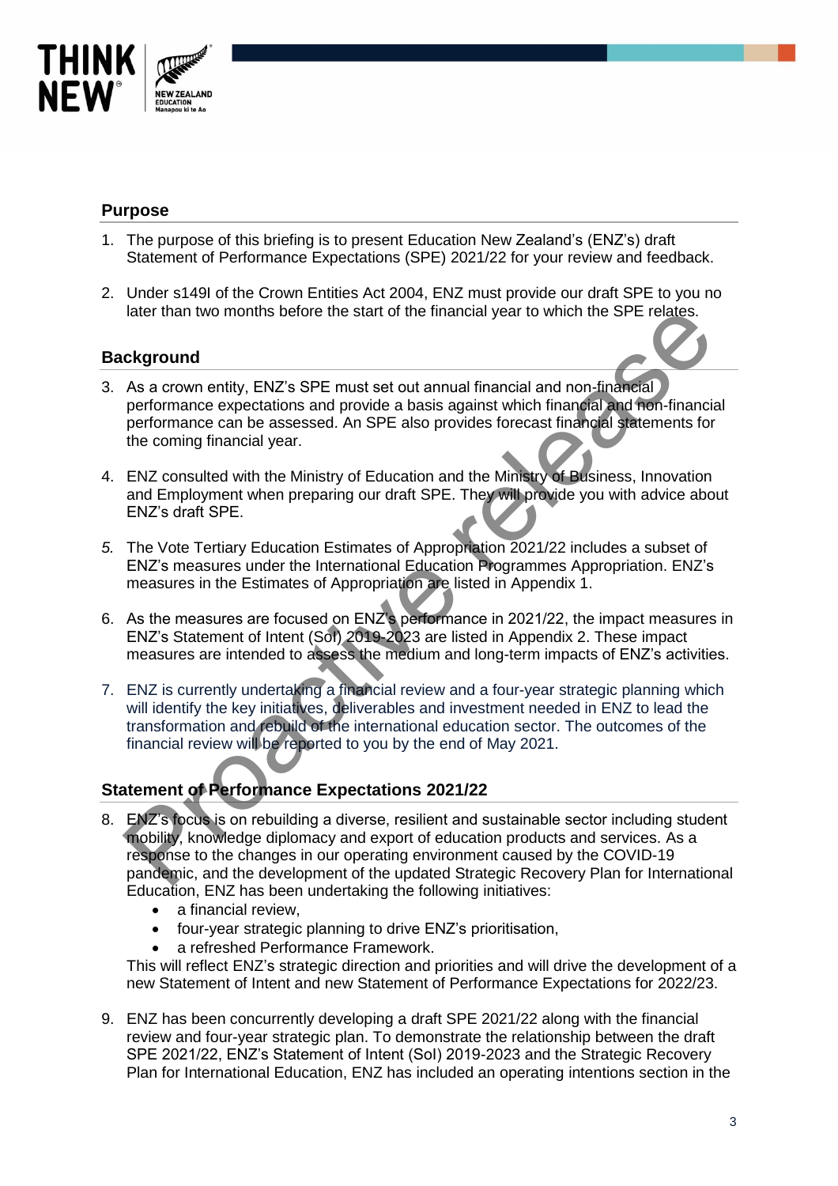## Purpose

1. The purpose of this briefing is to present Education New Zealand's (ENZ's) draft Statement of Performance Expectations (SPE) 2021/22 for your review and feedback.

2. Under s149I of the Crown Entities Act 2004, ENZ must provide our draft SPE to you no later than two months before the start of the financial year to which the SPE relates.

## Background

3. As a crown entity, ENZ's SPE must set out annual financial and non-financial performance expectations and provide a basis against which financial and non-financial performance can be assessed. An SPE also provides forecast financial statements for the coming financial year.

4. ENZ consulted with the Ministry of Education and the Ministry of Business, Innovation and Employment when preparing our draft SPE. They will provide you with advice about ENZ's draft SPE.

5. The Vote Tertiary Education Estimates of Appropriation 2021/22 includes a subset of ENZ's measures under the International Education Programmes Appropriation. ENZ's measures in the Estimates of Appropriation are listed in Appendix 1.

6. As the measures are focused on ENZ's performance in 2021/22, the impact measures in ENZ's Statement of Intent (SoI) 2019-2023 are listed in Appendix 2. These impact measures are intended to assess the medium and long-term impacts of ENZ's activities.

7. ENZ is currently undertaking a financial review and a four-year strategic planning which will identify the key initiatives, deliverables and investment needed in ENZ to lead the transformation and rebuild of the international education sector. The outcomes of the financial review will be reported to you by the end of May 2021.

## Statement of Performance Expectations 2021/22

8. ENZ's focus is on rebuilding a diverse, resilient and sustainable sector including student mobility, knowledge diplomacy and export of education products and services. As a response to the changes in our operating environment caused by the COVID-19 pandemic, and the development of the updated Strategic Recovery Plan for International Education, ENZ has been undertaking the following initiatives:
   - a financial review,
   - four-year strategic planning to drive ENZ's prioritisation,
   - a refreshed Performance Framework.

   This will reflect ENZ's strategic direction and priorities and will drive the development of a new Statement of Intent and new Statement of Performance Expectations for 2022/23.

9. ENZ has been concurrently developing a draft SPE 2021/22 along with the financial review and four-year strategic plan. To demonstrate the relationship between the draft SPE 2021/22, ENZ's Statement of Intent (SoI) 2019-2023 and the Strategic Recovery Plan for International Education, ENZ has included an operating intentions section in the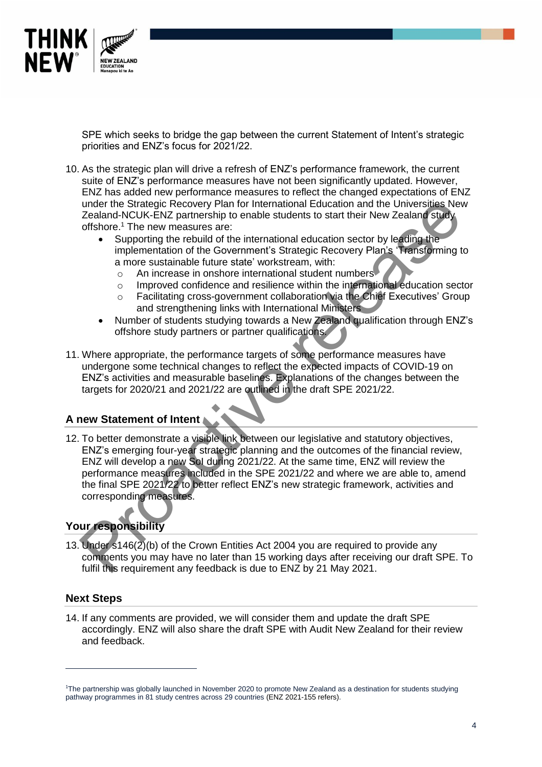SPE which seeks to bridge the gap between the current Statement of Intent's strategic priorities and ENZ's focus for 2021/22.

10. As the strategic plan will drive a refresh of ENZ's performance framework, the current suite of ENZ's performance measures have not been significantly updated. However, ENZ has added new performance measures to reflect the changed expectations of ENZ under the Strategic Recovery Plan for International Education and the Universities New Zealand-NCUK-ENZ partnership to enable students to start their New Zealand study offshore.[1] The new measures are:
    - Supporting the rebuild of the international education sector by leading the implementation of the Government's Strategic Recovery Plan's 'Transforming to a more sustainable future state' workstream, with:
        - An increase in onshore international student numbers
        - Improved confidence and resilience within the international education sector
        - Facilitating cross-government collaboration via the Chief Executives' Group and strengthening links with International Ministers
    - Number of students studying towards a New Zealand qualification through ENZ's offshore study partners or partner qualifications.

11. Where appropriate, the performance targets of some performance measures have undergone some technical changes to reflect the expected impacts of COVID-19 on ENZ's activities and measurable baselines. Explanations of the changes between the targets for 2020/21 and 2021/22 are outlined in the draft SPE 2021/22.

## A new Statement of Intent

12. To better demonstrate a visible link between our legislative and statutory objectives, ENZ's emerging four-year strategic planning and the outcomes of the financial review, ENZ will develop a new SoI during 2021/22. At the same time, ENZ will review the performance measures included in the SPE 2021/22 and where we are able to, amend the final SPE 2021/22 to better reflect ENZ's new strategic framework, activities and corresponding measures.

## Your responsibility

13. Under s146(2)(b) of the Crown Entities Act 2004 you are required to provide any comments you may have no later than 15 working days after receiving our draft SPE. To fulfil this requirement any feedback is due to ENZ by 21 May 2021.

## Next Steps

14. If any comments are provided, we will consider them and update the draft SPE accordingly. ENZ will also share the draft SPE with Audit New Zealand for their review and feedback.

---

[1]The partnership was globally launched in November 2020 to promote New Zealand as a destination for students studying pathway programmes in 81 study centres across 29 countries (ENZ 2021-155 refers).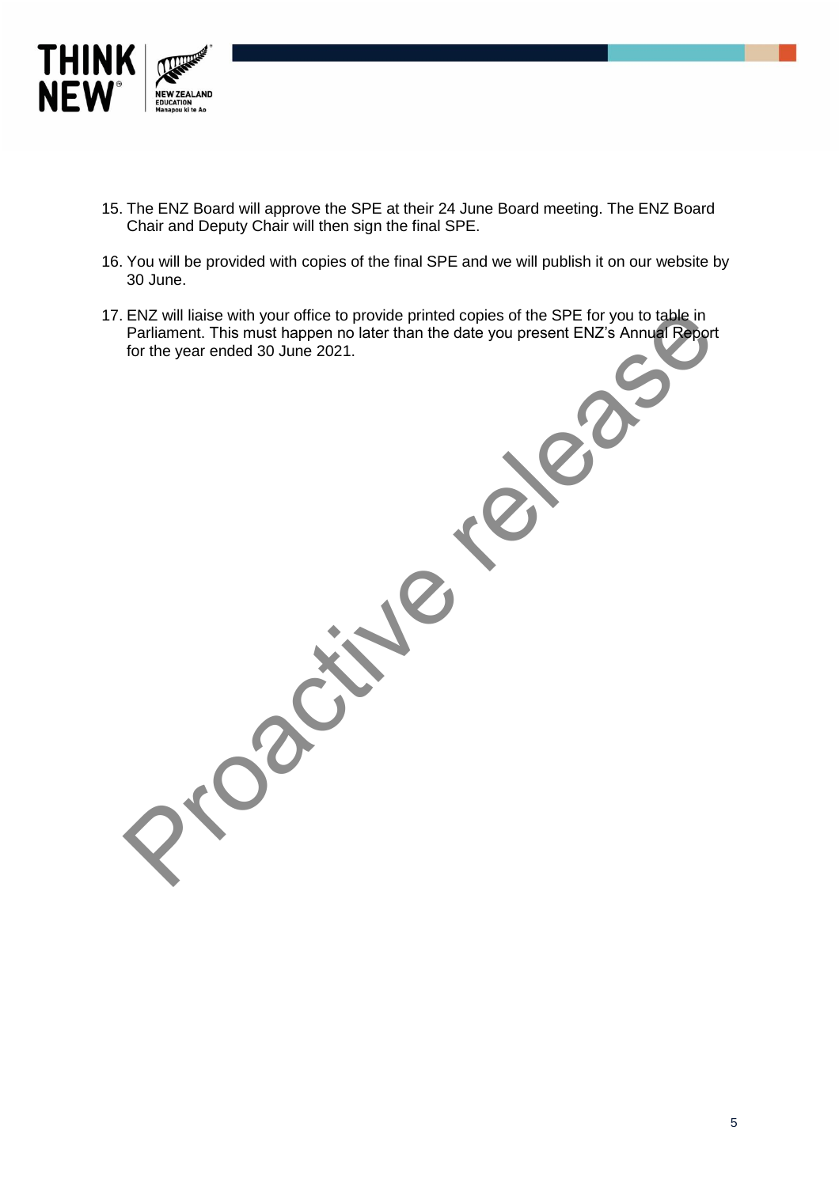15. The ENZ Board will approve the SPE at their 24 June Board meeting. The ENZ Board Chair and Deputy Chair will then sign the final SPE.

16. You will be provided with copies of the final SPE and we will publish it on our website by 30 June.

17. ENZ will liaise with your office to provide printed copies of the SPE for you to table in Parliament. This must happen no later than the date you present ENZ's Annual Report for the year ended 30 June 2021.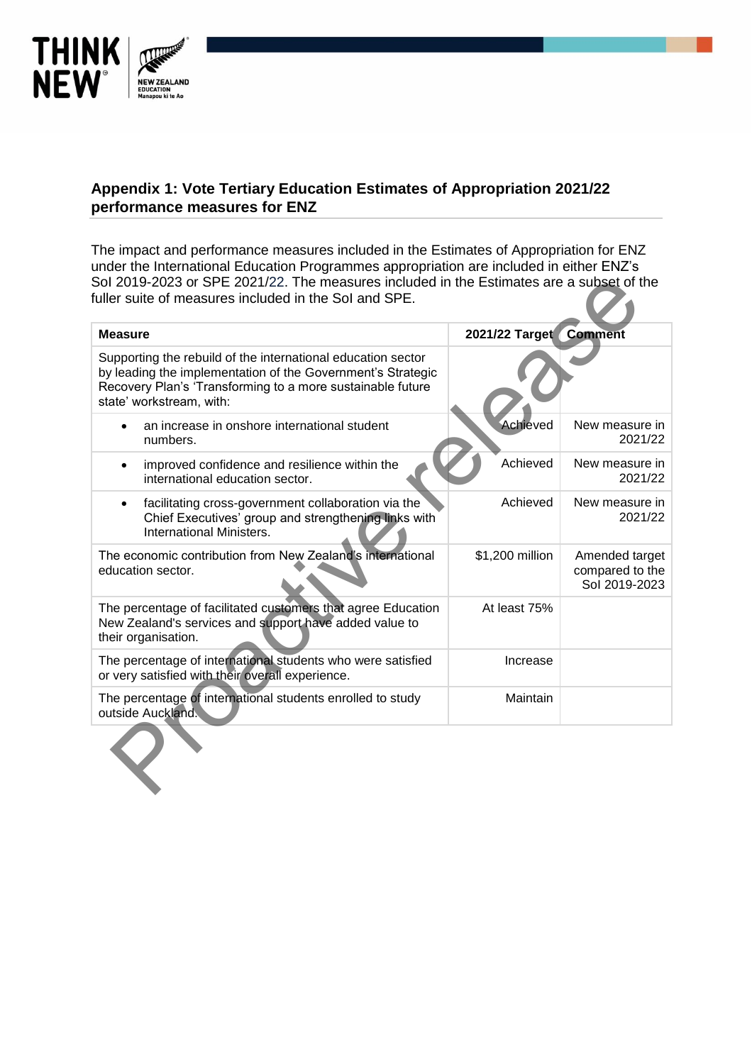## Appendix 1: Vote Tertiary Education Estimates of Appropriation 2021/22 performance measures for ENZ

The impact and performance measures included in the Estimates of Appropriation for ENZ under the International Education Programmes appropriation are included in either ENZ's SoI 2019-2023 or SPE 2021/22. The measures included in the Estimates are a subset of the fuller suite of measures included in the SoI and SPE.

| Measure | 2021/22 Target | Comment |
|---|---|---|
| Supporting the rebuild of the international education sector by leading the implementation of the Government's Strategic Recovery Plan's 'Transforming to a more sustainable future state' workstream, with: | | |
| • an increase in onshore international student numbers. | Achieved | New measure in 2021/22 |
| • improved confidence and resilience within the international education sector. | Achieved | New measure in 2021/22 |
| • facilitating cross-government collaboration via the Chief Executives' group and strengthening links with International Ministers. | Achieved | New measure in 2021/22 |
| The economic contribution from New Zealand's international education sector. | $1,200 million | Amended target compared to the SoI 2019-2023 |
| The percentage of facilitated customers that agree Education New Zealand's services and support have added value to their organisation. | At least 75% | |
| The percentage of international students who were satisfied or very satisfied with their overall experience. | Increase | |
| The percentage of international students enrolled to study outside Auckland. | Maintain | |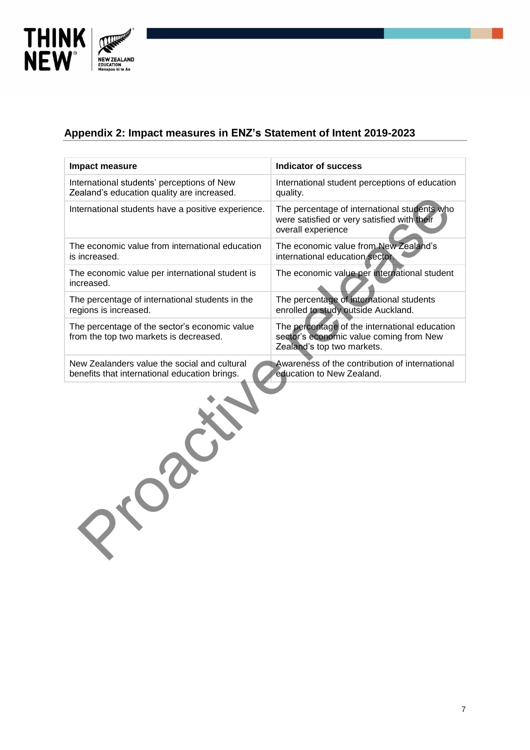## Appendix 2: Impact measures in ENZ's Statement of Intent 2019-2023

| Impact measure | Indicator of success |
|---|---|
| International students' perceptions of New Zealand's education quality are increased. | International student perceptions of education quality. |
| International students have a positive experience. | The percentage of international students who were satisfied or very satisfied with their overall experience |
| The economic value from international education is increased. | The economic value from New Zealand's international education sector. |
| The economic value per international student is increased. | The economic value per international student |
| The percentage of international students in the regions is increased. | The percentage of international students enrolled to study outside Auckland. |
| The percentage of the sector's economic value from the top two markets is decreased. | The percentage of the international education sector's economic value coming from New Zealand's top two markets. |
| New Zealanders value the social and cultural benefits that international education brings. | Awareness of the contribution of international education to New Zealand. |